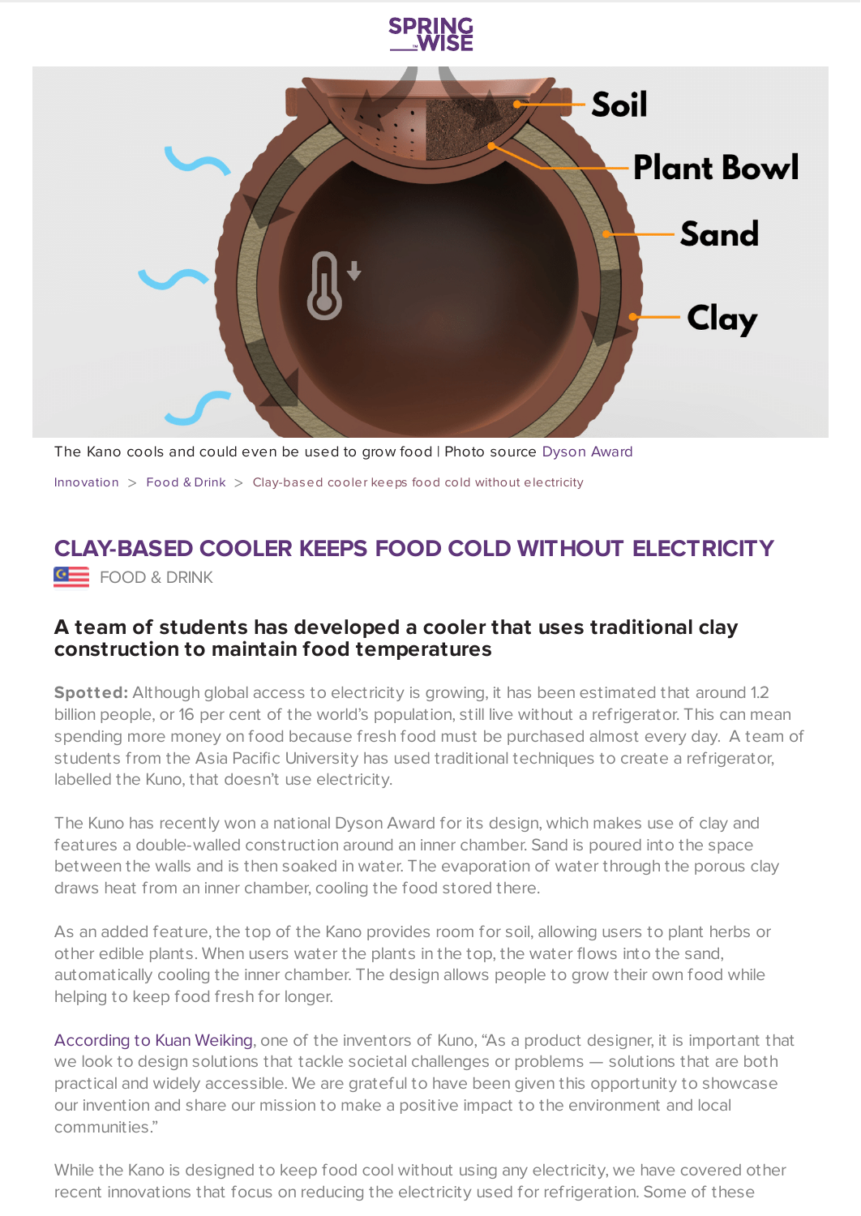The Kano cools and could even be used to grow food | Photo source Dyson Award

Innovation > Food & Drink > Clay-based cooler keeps food cold without electricity

# CLAY-BASED COOLER KEEPS FOOD COLD WITHOUT ELECTRICITY

FOOD & DRINK

## A team of students has developed a cooler that uses traditional clay construction to maintain food temperatures

**Spotted:** Although global access to electricity is growing, it has been estimated that around 1.2 billion people, or 16 per cent of the world's population, still live without a refrigerator. This can mean spending more money on food because fresh food must be purchased almost every day. A team of students from the Asia Pacific University has used traditional techniques to create a refrigerator, labelled the Kuno, that doesn't use electricity.

The Kuno has recently won a national Dyson Award for its design, which makes use of clay and features a double-walled construction around an inner chamber. Sand is poured into the space between the walls and is then soaked in water. The evaporation of water through the porous clay draws heat from an inner chamber, cooling the food stored there.

As an added feature, the top of the Kano provides room for soil, allowing users to plant herbs or other edible plants. When users water the plants in the top, the water flows into the sand, automatically cooling the inner chamber. The design allows people to grow their own food while helping to keep food fresh for longer.

According to Kuan Weiking, one of the inventors of Kuno, "As a product designer, it is important that we look to design solutions that tackle societal challenges or problems — solutions that are both practical and widely accessible. We are grateful to have been given this opportunity to showcase our invention and share our mission to make a positive impact to the environment and local communities."

While the Kano is designed to keep food cool without using any electricity, we have covered other recent innovations that focus on reducing the electricity used for refrigeration. Some of these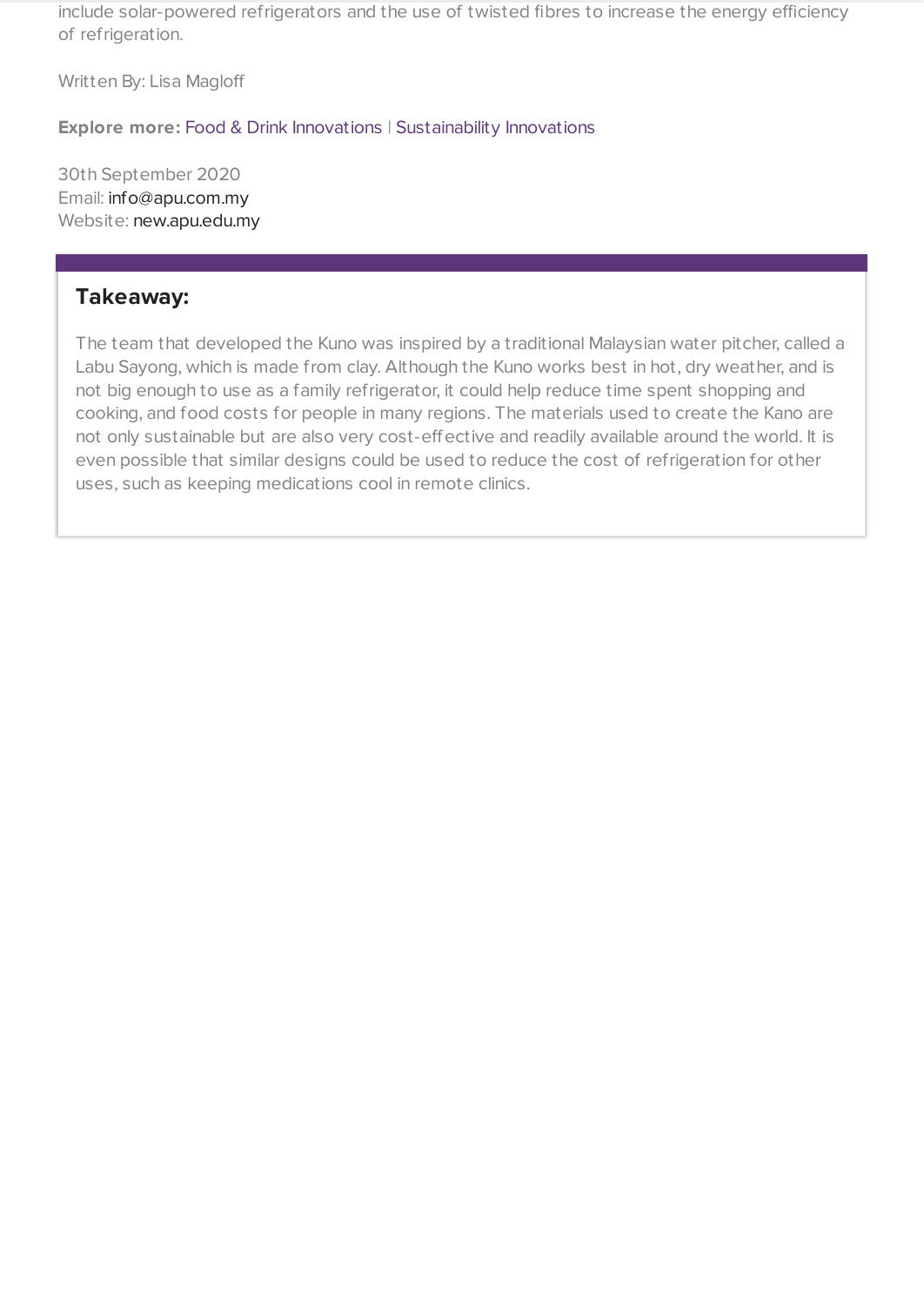include solar-powered refrigerators and the use of twisted fibres to increase the energy efficiency of refrigeration.

Written By: Lisa Magloff

**Explore more:** Food & Drink Innovations | Sustainability Innovations

30th September 2020
Email: info@apu.com.my
Website: new.apu.edu.my

### Takeaway:

The team that developed the Kuno was inspired by a traditional Malaysian water pitcher, called a Labu Sayong, which is made from clay. Although the Kuno works best in hot, dry weather, and is not big enough to use as a family refrigerator, it could help reduce time spent shopping and cooking, and food costs for people in many regions. The materials used to create the Kano are not only sustainable but are also very cost-effective and readily available around the world. It is even possible that similar designs could be used to reduce the cost of refrigeration for other uses, such as keeping medications cool in remote clinics.